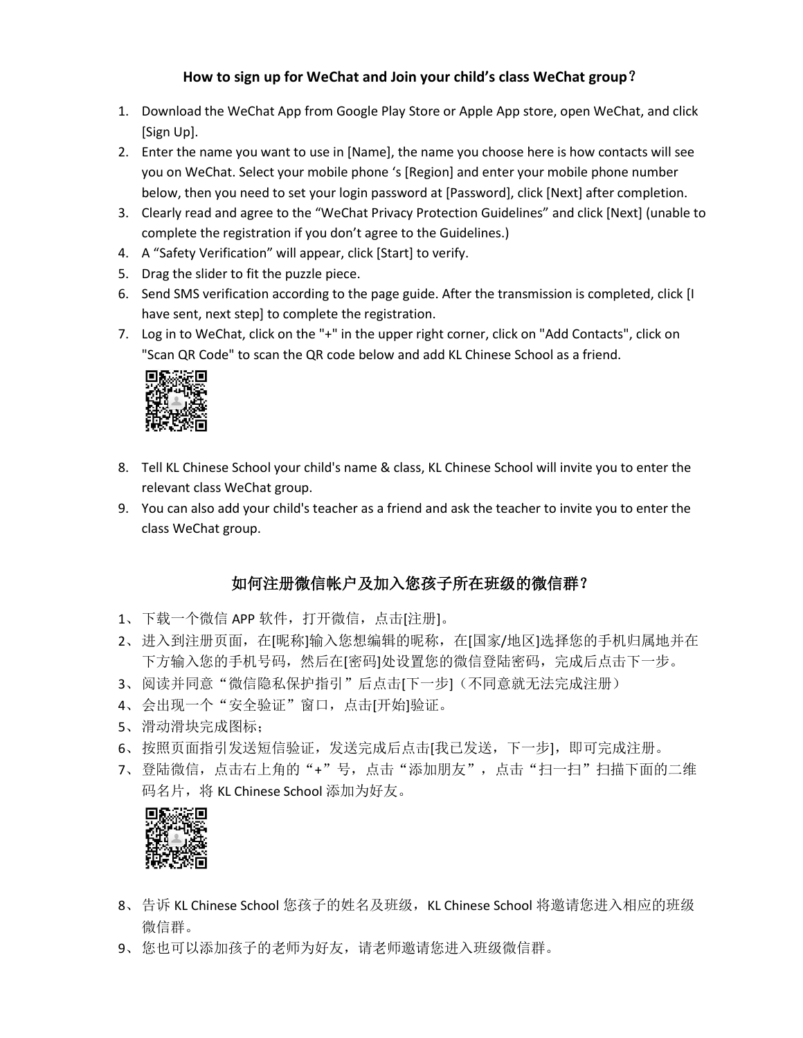## How to sign up for WeChat and Join your child's class WeChat group？

1. Download the WeChat App from Google Play Store or Apple App store, open WeChat, and click [Sign Up].
2. Enter the name you want to use in [Name], the name you choose here is how contacts will see you on WeChat. Select your mobile phone 's [Region] and enter your mobile phone number below, then you need to set your login password at [Password], click [Next] after completion.
3. Clearly read and agree to the "WeChat Privacy Protection Guidelines" and click [Next] (unable to complete the registration if you don't agree to the Guidelines.)
4. A "Safety Verification" will appear, click [Start] to verify.
5. Drag the slider to fit the puzzle piece.
6. Send SMS verification according to the page guide. After the transmission is completed, click [I have sent, next step] to complete the registration.
7. Log in to WeChat, click on the "+" in the upper right corner, click on "Add Contacts", click on "Scan QR Code" to scan the QR code below and add KL Chinese School as a friend.
8. Tell KL Chinese School your child's name & class, KL Chinese School will invite you to enter the relevant class WeChat group.
9. You can also add your child's teacher as a friend and ask the teacher to invite you to enter the class WeChat group.

## 如何注册微信帐户及加入您孩子所在班级的微信群？

1、下载一个微信 APP 软件，打开微信，点击[注册]。
2、进入到注册页面，在[昵称]输入您想编辑的昵称，在[国家/地区]选择您的手机归属地并在下方输入您的手机号码，然后在[密码]处设置您的微信登陆密码，完成后点击下一步。
3、阅读并同意"微信隐私保护指引"后点击[下一步]（不同意就无法完成注册）
4、会出现一个"安全验证"窗口，点击[开始]验证。
5、滑动滑块完成图标；
6、按照页面指引发送短信验证，发送完成后点击[我已发送，下一步]，即可完成注册。
7、登陆微信，点击右上角的"+"号，点击"添加朋友"，点击"扫一扫"扫描下面的二维码名片，将 KL Chinese School 添加为好友。
8、告诉 KL Chinese School 您孩子的姓名及班级，KL Chinese School 将邀请您进入相应的班级微信群。
9、您也可以添加孩子的老师为好友，请老师邀请您进入班级微信群。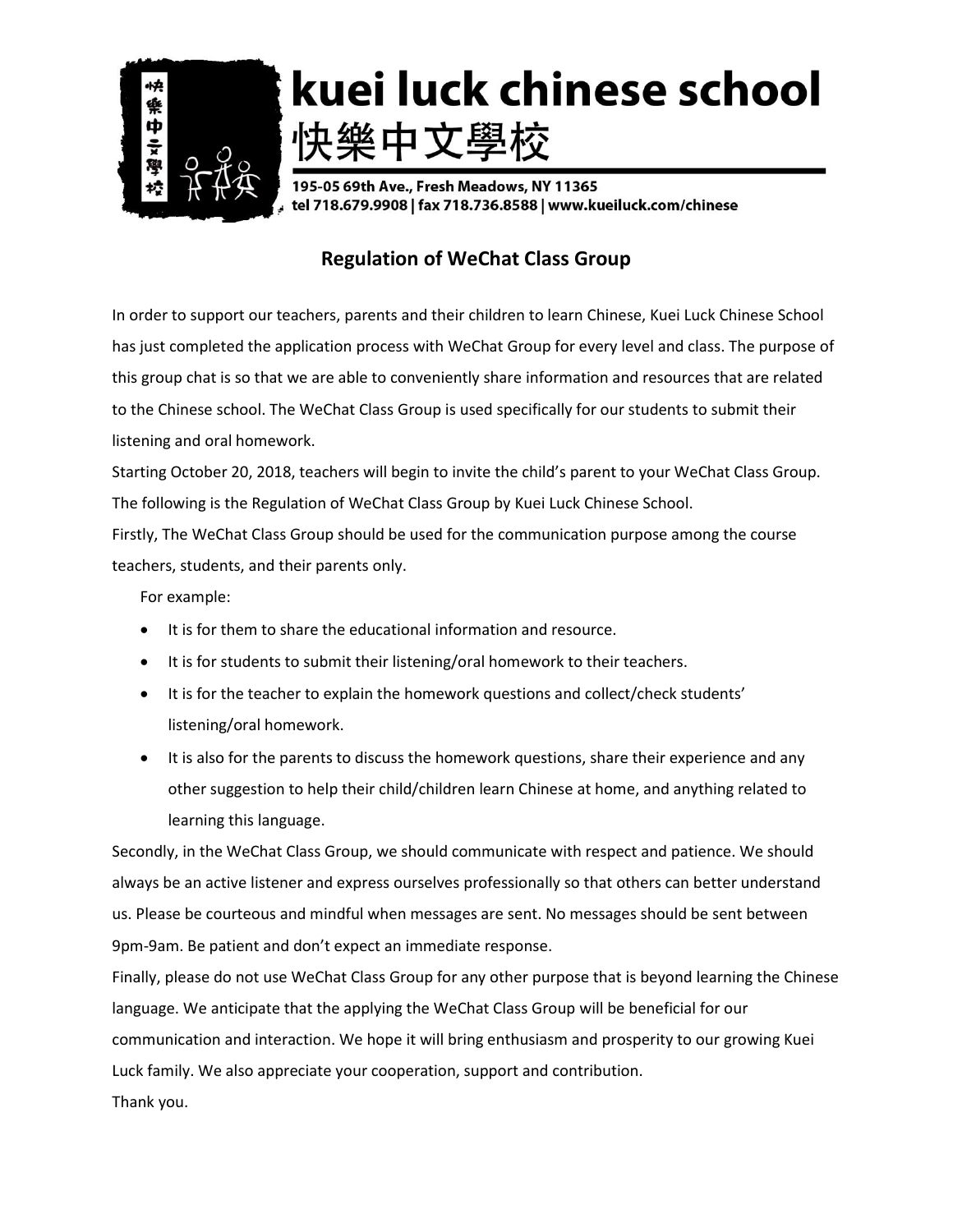# kuei luck chinese school
# 快樂中文學校

**195-05 69th Ave., Fresh Meadows, NY 11365**
**tel 718.679.9908 | fax 718.736.8588 | www.kueiluck.com/chinese**

## Regulation of WeChat Class Group

In order to support our teachers, parents and their children to learn Chinese, Kuei Luck Chinese School has just completed the application process with WeChat Group for every level and class. The purpose of this group chat is so that we are able to conveniently share information and resources that are related to the Chinese school. The WeChat Class Group is used specifically for our students to submit their listening and oral homework.

Starting October 20, 2018, teachers will begin to invite the child's parent to your WeChat Class Group. The following is the Regulation of WeChat Class Group by Kuei Luck Chinese School.

Firstly, The WeChat Class Group should be used for the communication purpose among the course teachers, students, and their parents only.

For example:

- It is for them to share the educational information and resource.
- It is for students to submit their listening/oral homework to their teachers.
- It is for the teacher to explain the homework questions and collect/check students' listening/oral homework.
- It is also for the parents to discuss the homework questions, share their experience and any other suggestion to help their child/children learn Chinese at home, and anything related to learning this language.

Secondly, in the WeChat Class Group, we should communicate with respect and patience. We should always be an active listener and express ourselves professionally so that others can better understand us. Please be courteous and mindful when messages are sent. No messages should be sent between 9pm-9am. Be patient and don't expect an immediate response.

Finally, please do not use WeChat Class Group for any other purpose that is beyond learning the Chinese language. We anticipate that the applying the WeChat Class Group will be beneficial for our communication and interaction. We hope it will bring enthusiasm and prosperity to our growing Kuei Luck family. We also appreciate your cooperation, support and contribution.

Thank you.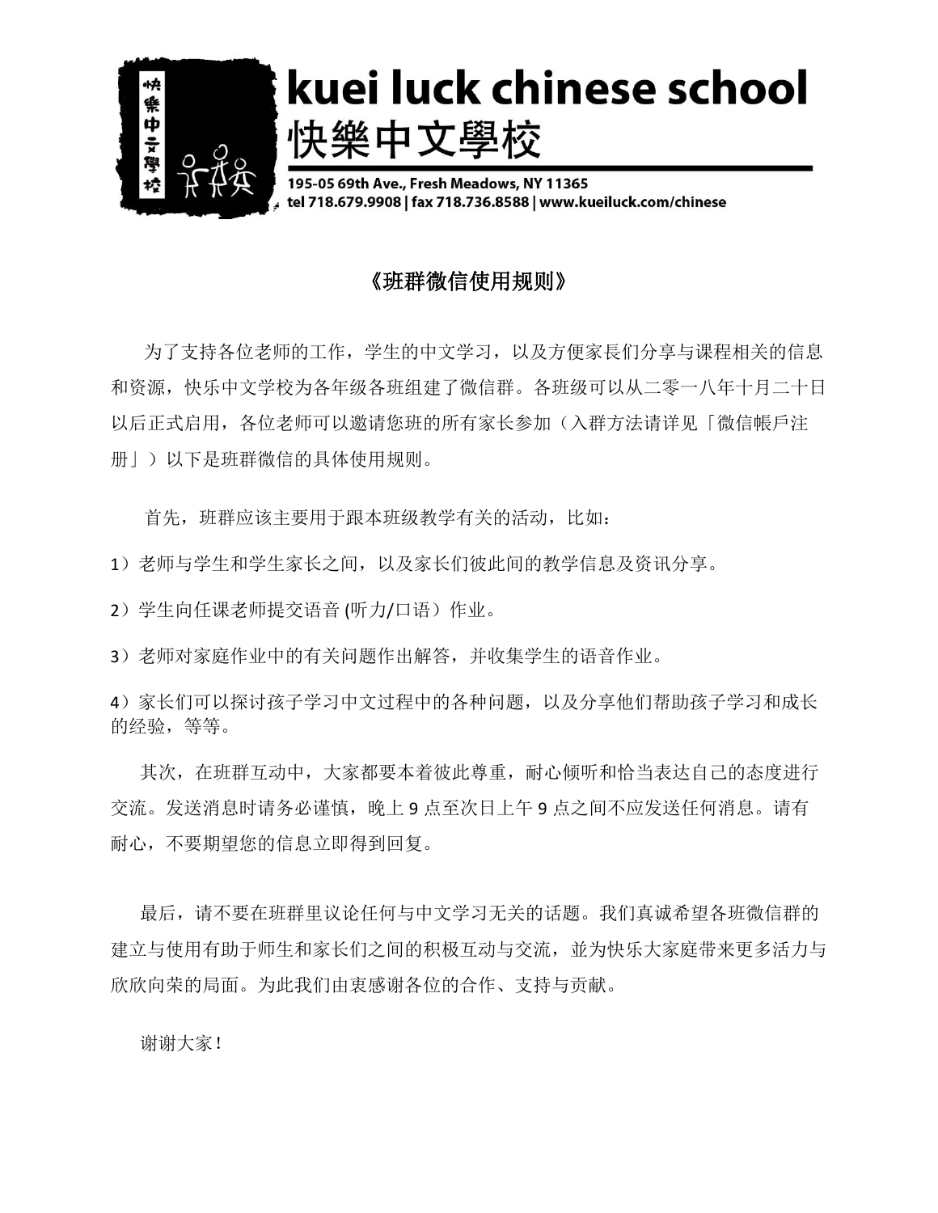# kuei luck chinese school
# 快樂中文學校

**195-05 69th Ave., Fresh Meadows, NY 11365**
**tel 718.679.9908 | fax 718.736.8588 | www.kueiluck.com/chinese**

## 《班群微信使用规则》

为了支持各位老师的工作，学生的中文学习，以及方便家長們分享与课程相关的信息和资源，快乐中文学校为各年级各班组建了微信群。各班级可以从二零一八年十月二十日以后正式启用，各位老师可以邀请您班的所有家长参加（入群方法请详见「微信帳戶注册」）以下是班群微信的具体使用规则。

首先，班群应该主要用于跟本班级教学有关的活动，比如：

1）老师与学生和学生家长之间，以及家长们彼此间的教学信息及资讯分享。

2）学生向任课老师提交语音 (听力/口语）作业。

3）老师对家庭作业中的有关问题作出解答，并收集学生的语音作业。

4）家长们可以探讨孩子学习中文过程中的各种问题，以及分享他们帮助孩子学习和成长的经验，等等。

其次，在班群互动中，大家都要本着彼此尊重，耐心倾听和恰当表达自己的态度进行交流。发送消息时请务必谨慎，晚上 9 点至次日上午 9 点之间不应发送任何消息。请有耐心，不要期望您的信息立即得到回复。

最后，请不要在班群里议论任何与中文学习无关的话题。我们真诚希望各班微信群的建立与使用有助于师生和家长们之间的积极互动与交流，並为快乐大家庭带来更多活力与欣欣向荣的局面。为此我们由衷感谢各位的合作、支持与贡献。

谢谢大家！